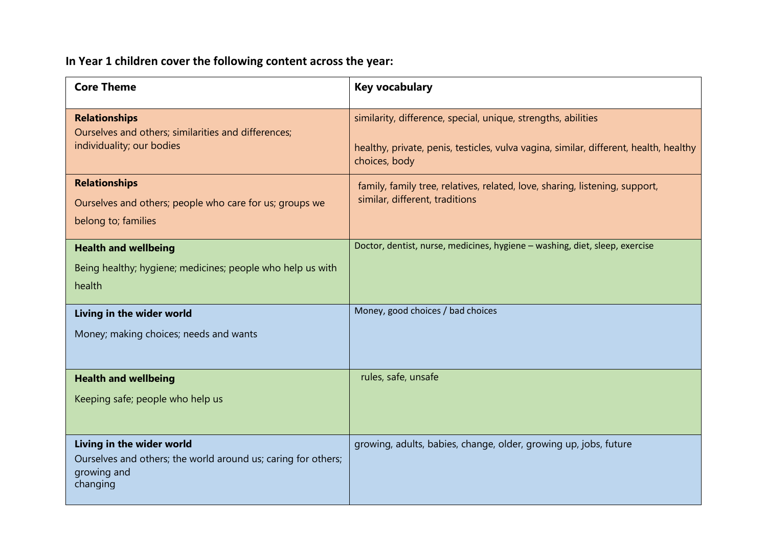**In Year 1 children cover the following content across the year:**

| Core Theme | Key vocabulary |
|---|---|
| **Relationships**<br>Ourselves and others; similarities and differences; individuality; our bodies | similarity, difference, special, unique, strengths, abilities<br><br>healthy, private, penis, testicles, vulva vagina, similar, different, health, healthy choices, body |
| **Relationships**<br>Ourselves and others; people who care for us; groups we belong to; families | family, family tree, relatives, related, love, sharing, listening, support, similar, different, traditions |
| **Health and wellbeing**<br>Being healthy; hygiene; medicines; people who help us with health | Doctor, dentist, nurse, medicines, hygiene – washing, diet, sleep, exercise |
| **Living in the wider world**<br>Money; making choices; needs and wants | Money, good choices / bad choices |
| **Health and wellbeing**<br>Keeping safe; people who help us | rules, safe, unsafe |
| **Living in the wider world**<br>Ourselves and others; the world around us; caring for others; growing and changing | growing, adults, babies, change, older, growing up, jobs, future |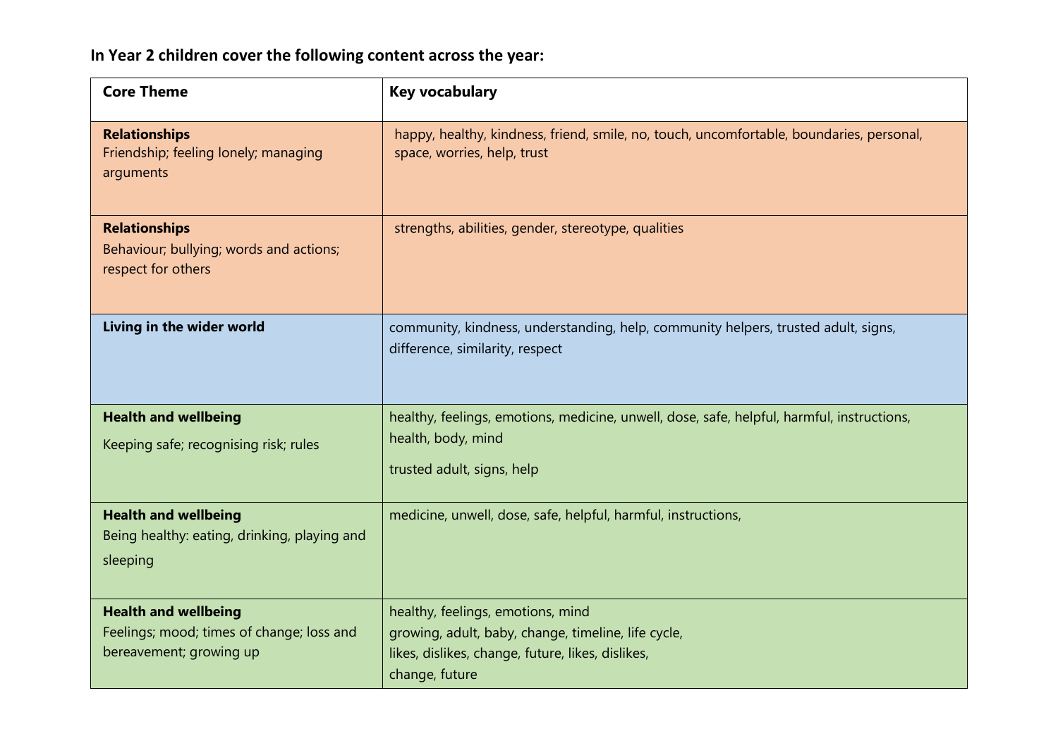**In Year 2 children cover the following content across the year:**

| Core Theme | Key vocabulary |
|---|---|
| **Relationships**<br>Friendship; feeling lonely; managing arguments | happy, healthy, kindness, friend, smile, no, touch, uncomfortable, boundaries, personal, space, worries, help, trust |
| **Relationships**<br>Behaviour; bullying; words and actions; respect for others | strengths, abilities, gender, stereotype, qualities |
| **Living in the wider world** | community, kindness, understanding, help, community helpers, trusted adult, signs, difference, similarity, respect |
| **Health and wellbeing**<br>Keeping safe; recognising risk; rules | healthy, feelings, emotions, medicine, unwell, dose, safe, helpful, harmful, instructions, health, body, mind<br>trusted adult, signs, help |
| **Health and wellbeing**<br>Being healthy: eating, drinking, playing and sleeping | medicine, unwell, dose, safe, helpful, harmful, instructions, |
| **Health and wellbeing**<br>Feelings; mood; times of change; loss and bereavement; growing up | healthy, feelings, emotions, mind<br>growing, adult, baby, change, timeline, life cycle,<br>likes, dislikes, change, future, likes, dislikes,<br>change, future |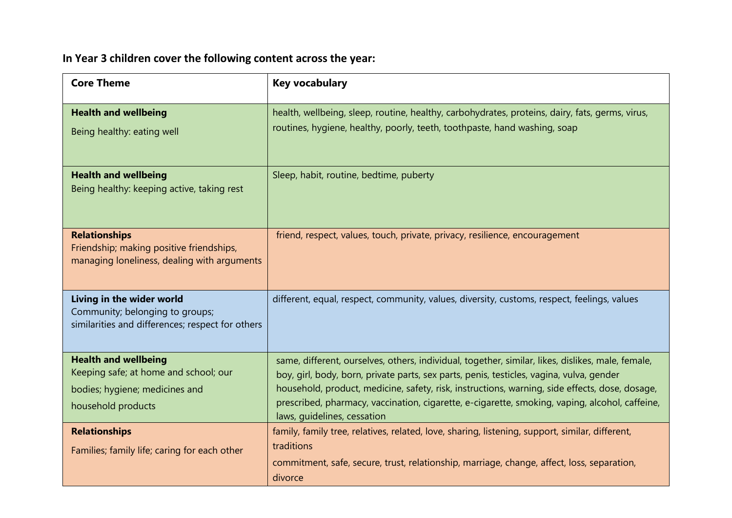**In Year 3 children cover the following content across the year:**

| Core Theme | Key vocabulary |
| --- | --- |
| **Health and wellbeing**<br>Being healthy: eating well | health, wellbeing, sleep, routine, healthy, carbohydrates, proteins, dairy, fats, germs, virus, routines, hygiene, healthy, poorly, teeth, toothpaste, hand washing, soap |
| **Health and wellbeing**<br>Being healthy: keeping active, taking rest | Sleep, habit, routine, bedtime, puberty |
| **Relationships**<br>Friendship; making positive friendships, managing loneliness, dealing with arguments | friend, respect, values, touch, private, privacy, resilience, encouragement |
| **Living in the wider world**<br>Community; belonging to groups; similarities and differences; respect for others | different, equal, respect, community, values, diversity, customs, respect, feelings, values |
| **Health and wellbeing**<br>Keeping safe; at home and school; our bodies; hygiene; medicines and household products | same, different, ourselves, others, individual, together, similar, likes, dislikes, male, female, boy, girl, body, born, private parts, sex parts, penis, testicles, vagina, vulva, gender household, product, medicine, safety, risk, instructions, warning, side effects, dose, dosage, prescribed, pharmacy, vaccination, cigarette, e-cigarette, smoking, vaping, alcohol, caffeine, laws, guidelines, cessation |
| **Relationships**<br>Families; family life; caring for each other | family, family tree, relatives, related, love, sharing, listening, support, similar, different, traditions<br>commitment, safe, secure, trust, relationship, marriage, change, affect, loss, separation, divorce |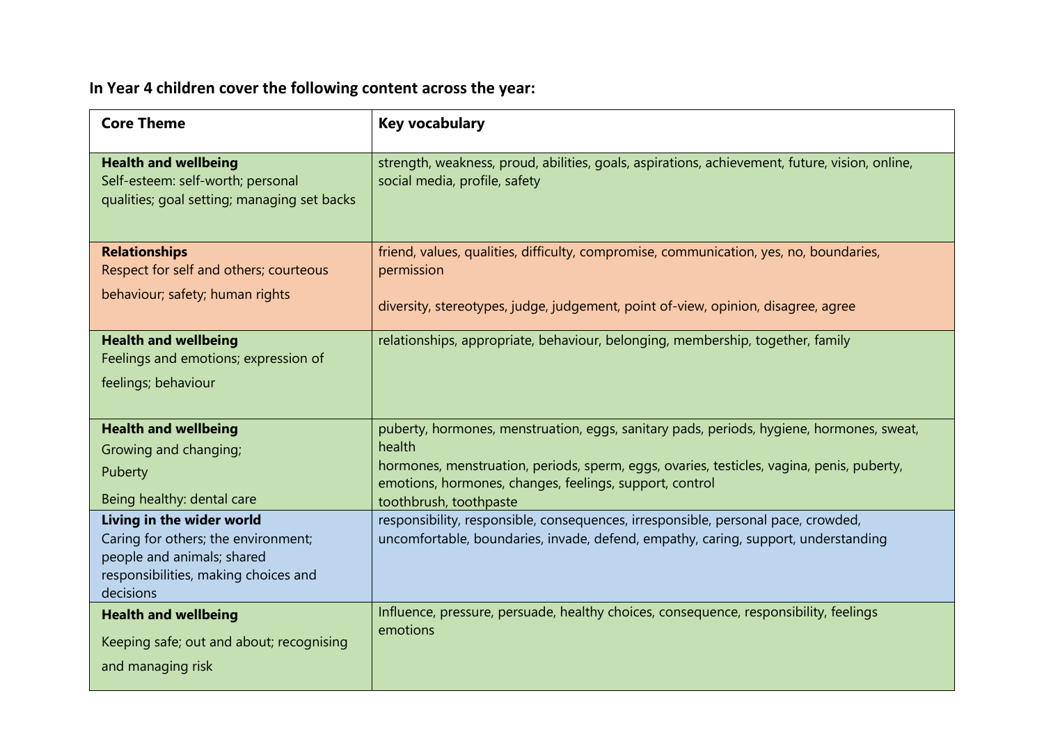**In Year 4 children cover the following content across the year:**

| Core Theme | Key vocabulary |
|---|---|
| **Health and wellbeing**<br>Self-esteem: self-worth; personal qualities; goal setting; managing set backs | strength, weakness, proud, abilities, goals, aspirations, achievement, future, vision, online, social media, profile, safety |
| **Relationships**<br>Respect for self and others; courteous behaviour; safety; human rights | friend, values, qualities, difficulty, compromise, communication, yes, no, boundaries, permission<br><br>diversity, stereotypes, judge, judgement, point of-view, opinion, disagree, agree |
| **Health and wellbeing**<br>Feelings and emotions; expression of feelings; behaviour | relationships, appropriate, behaviour, belonging, membership, together, family |
| **Health and wellbeing**<br>Growing and changing;<br>Puberty<br>Being healthy: dental care | puberty, hormones, menstruation, eggs, sanitary pads, periods, hygiene, hormones, sweat, health<br>hormones, menstruation, periods, sperm, eggs, ovaries, testicles, vagina, penis, puberty, emotions, hormones, changes, feelings, support, control<br>toothbrush, toothpaste |
| **Living in the wider world**<br>Caring for others; the environment; people and animals; shared responsibilities, making choices and decisions | responsibility, responsible, consequences, irresponsible, personal pace, crowded, uncomfortable, boundaries, invade, defend, empathy, caring, support, understanding |
| **Health and wellbeing**<br>Keeping safe; out and about; recognising and managing risk | Influence, pressure, persuade, healthy choices, consequence, responsibility, feelings emotions |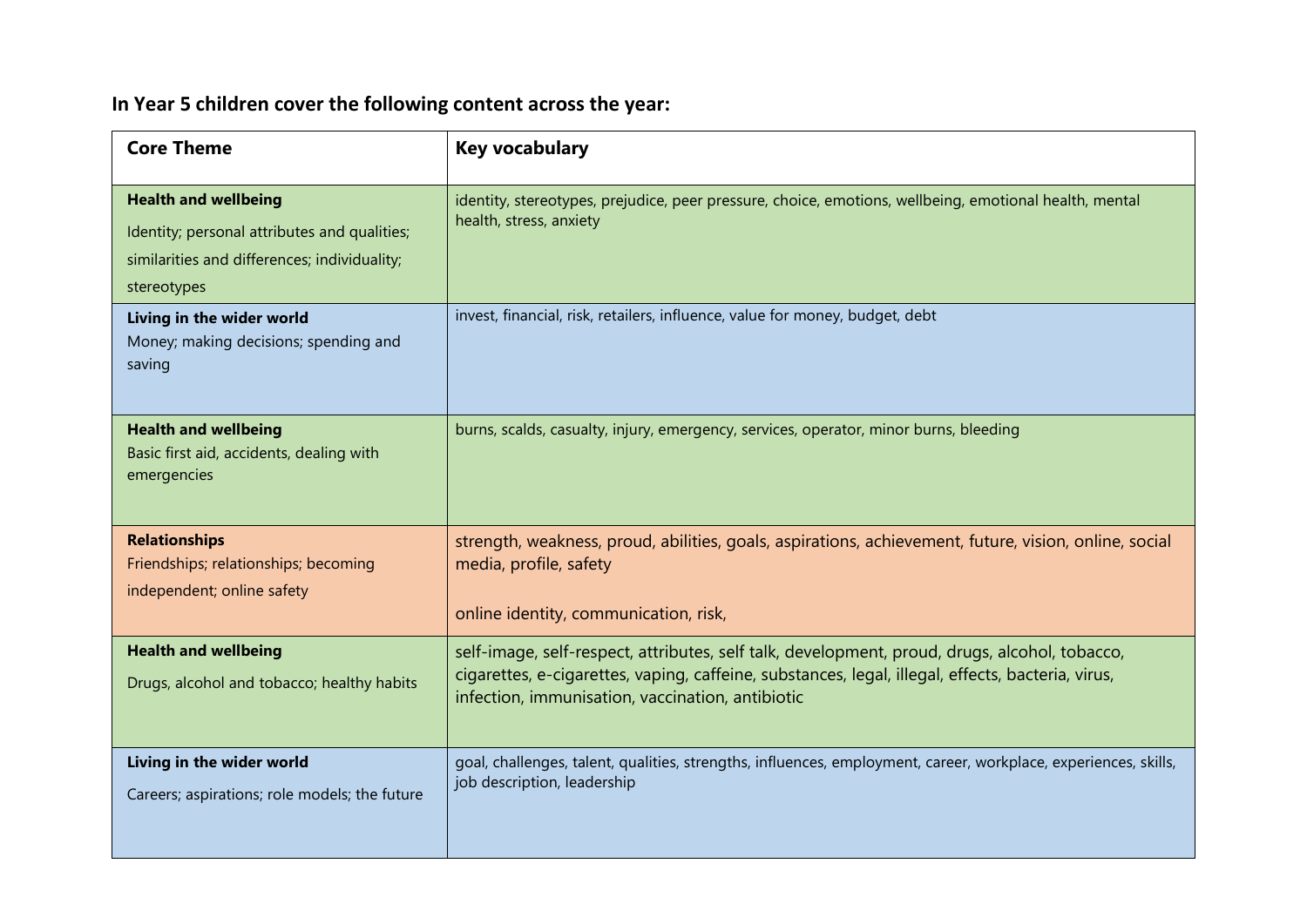**In Year 5 children cover the following content across the year:**

| Core Theme | Key vocabulary |
| --- | --- |
| **Health and wellbeing**<br>Identity; personal attributes and qualities; similarities and differences; individuality; stereotypes | identity, stereotypes, prejudice, peer pressure, choice, emotions, wellbeing, emotional health, mental health, stress, anxiety |
| **Living in the wider world**<br>Money; making decisions; spending and saving | invest, financial, risk, retailers, influence, value for money, budget, debt |
| **Health and wellbeing**<br>Basic first aid, accidents, dealing with emergencies | burns, scalds, casualty, injury, emergency, services, operator, minor burns, bleeding |
| **Relationships**<br>Friendships; relationships; becoming independent; online safety | strength, weakness, proud, abilities, goals, aspirations, achievement, future, vision, online, social media, profile, safety<br><br>online identity, communication, risk, |
| **Health and wellbeing**<br>Drugs, alcohol and tobacco; healthy habits | self-image, self-respect, attributes, self talk, development, proud, drugs, alcohol, tobacco, cigarettes, e-cigarettes, vaping, caffeine, substances, legal, illegal, effects, bacteria, virus, infection, immunisation, vaccination, antibiotic |
| **Living in the wider world**<br>Careers; aspirations; role models; the future | goal, challenges, talent, qualities, strengths, influences, employment, career, workplace, experiences, skills, job description, leadership |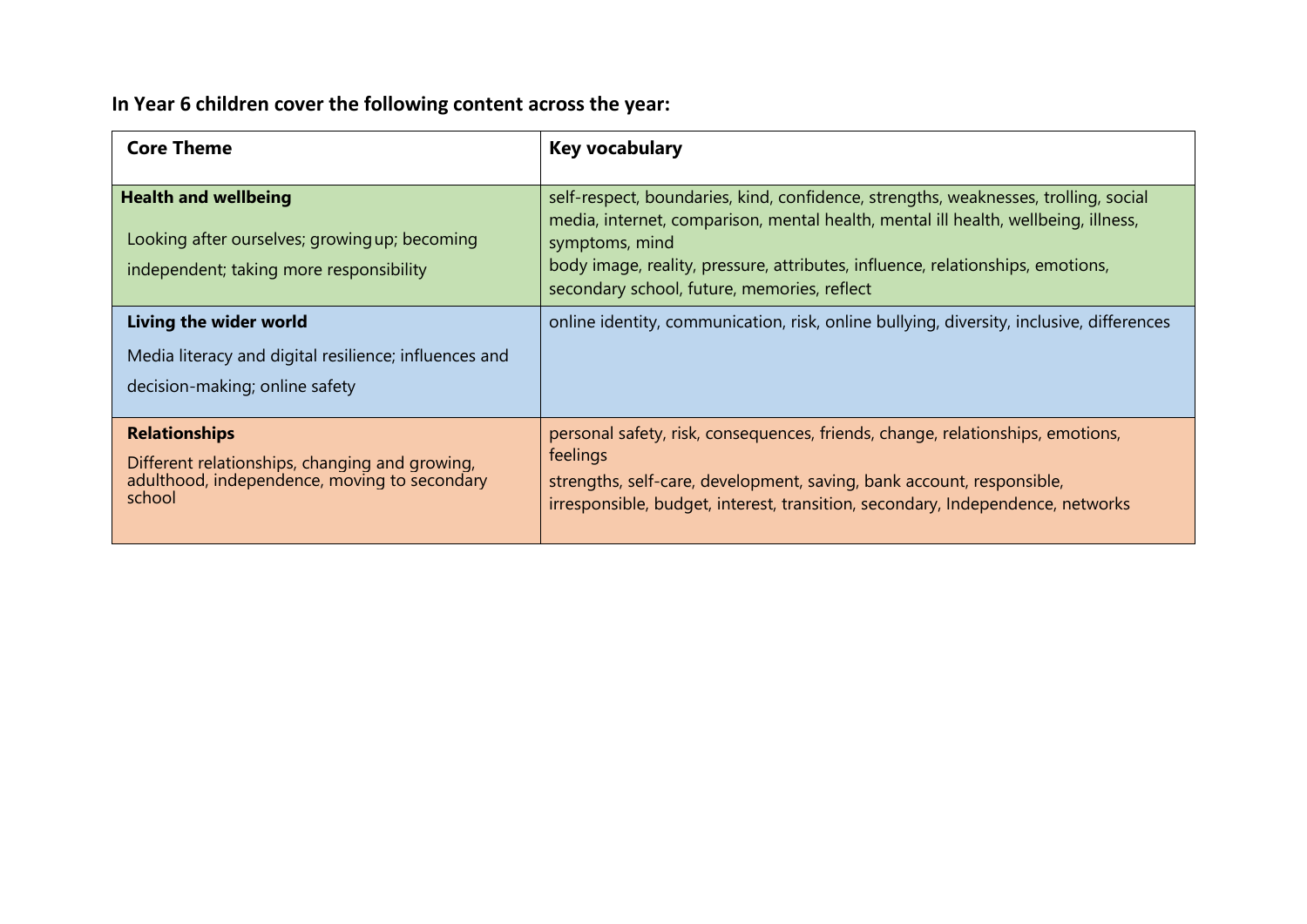**In Year 6 children cover the following content across the year:**

| Core Theme | Key vocabulary |
| --- | --- |
| **Health and wellbeing**<br><br>Looking after ourselves; growing up; becoming independent; taking more responsibility | self-respect, boundaries, kind, confidence, strengths, weaknesses, trolling, social media, internet, comparison, mental health, mental ill health, wellbeing, illness, symptoms, mind<br>body image, reality, pressure, attributes, influence, relationships, emotions, secondary school, future, memories, reflect |
| **Living the wider world**<br><br>Media literacy and digital resilience; influences and decision-making; online safety | online identity, communication, risk, online bullying, diversity, inclusive, differences |
| **Relationships**<br><br>Different relationships, changing and growing, adulthood, independence, moving to secondary school | personal safety, risk, consequences, friends, change, relationships, emotions, feelings<br>strengths, self-care, development, saving, bank account, responsible, irresponsible, budget, interest, transition, secondary, Independence, networks |